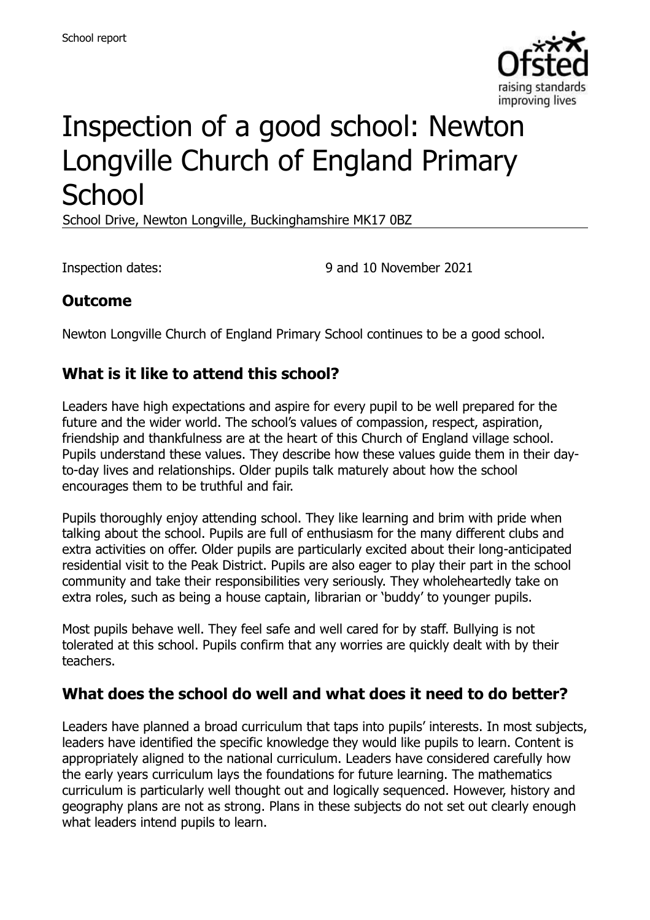School report

# Inspection of a good school: Newton Longville Church of England Primary School

School Drive, Newton Longville, Buckinghamshire MK17 0BZ

Inspection dates: 9 and 10 November 2021

## Outcome

Newton Longville Church of England Primary School continues to be a good school.

## What is it like to attend this school?

Leaders have high expectations and aspire for every pupil to be well prepared for the future and the wider world. The school's values of compassion, respect, aspiration, friendship and thankfulness are at the heart of this Church of England village school. Pupils understand these values. They describe how these values guide them in their day-to-day lives and relationships. Older pupils talk maturely about how the school encourages them to be truthful and fair.

Pupils thoroughly enjoy attending school. They like learning and brim with pride when talking about the school. Pupils are full of enthusiasm for the many different clubs and extra activities on offer. Older pupils are particularly excited about their long-anticipated residential visit to the Peak District. Pupils are also eager to play their part in the school community and take their responsibilities very seriously. They wholeheartedly take on extra roles, such as being a house captain, librarian or 'buddy' to younger pupils.

Most pupils behave well. They feel safe and well cared for by staff. Bullying is not tolerated at this school. Pupils confirm that any worries are quickly dealt with by their teachers.

## What does the school do well and what does it need to do better?

Leaders have planned a broad curriculum that taps into pupils' interests. In most subjects, leaders have identified the specific knowledge they would like pupils to learn. Content is appropriately aligned to the national curriculum. Leaders have considered carefully how the early years curriculum lays the foundations for future learning. The mathematics curriculum is particularly well thought out and logically sequenced. However, history and geography plans are not as strong. Plans in these subjects do not set out clearly enough what leaders intend pupils to learn.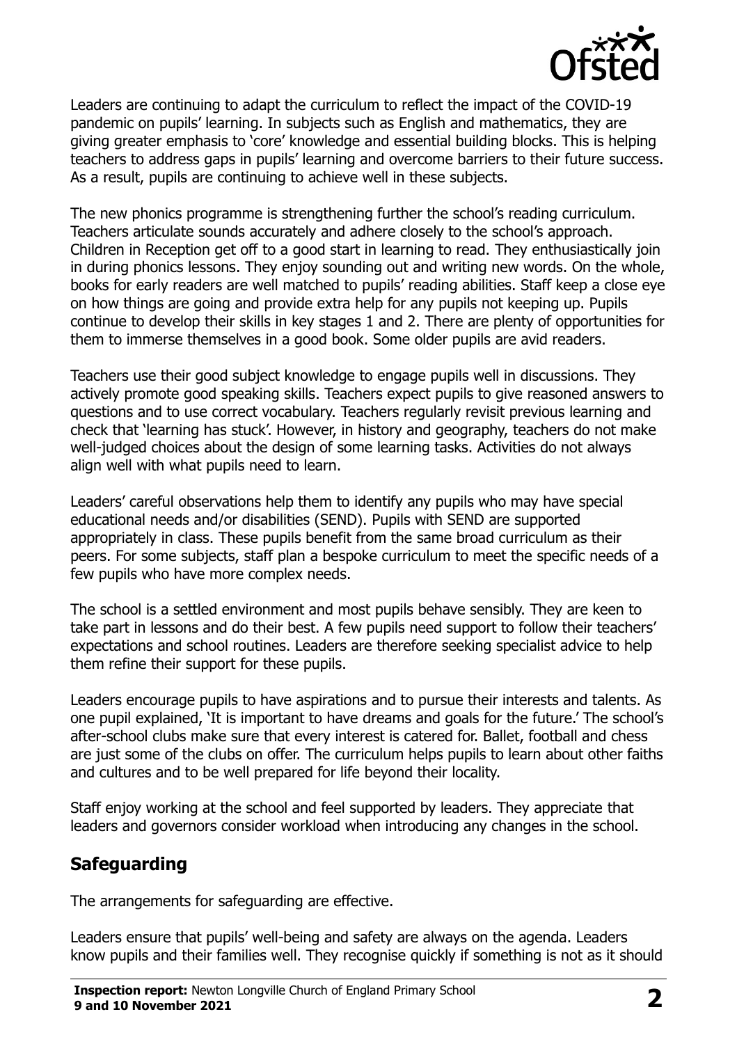Leaders are continuing to adapt the curriculum to reflect the impact of the COVID-19 pandemic on pupils' learning. In subjects such as English and mathematics, they are giving greater emphasis to 'core' knowledge and essential building blocks. This is helping teachers to address gaps in pupils' learning and overcome barriers to their future success. As a result, pupils are continuing to achieve well in these subjects.

The new phonics programme is strengthening further the school's reading curriculum. Teachers articulate sounds accurately and adhere closely to the school's approach. Children in Reception get off to a good start in learning to read. They enthusiastically join in during phonics lessons. They enjoy sounding out and writing new words. On the whole, books for early readers are well matched to pupils' reading abilities. Staff keep a close eye on how things are going and provide extra help for any pupils not keeping up. Pupils continue to develop their skills in key stages 1 and 2. There are plenty of opportunities for them to immerse themselves in a good book. Some older pupils are avid readers.

Teachers use their good subject knowledge to engage pupils well in discussions. They actively promote good speaking skills. Teachers expect pupils to give reasoned answers to questions and to use correct vocabulary. Teachers regularly revisit previous learning and check that 'learning has stuck'. However, in history and geography, teachers do not make well-judged choices about the design of some learning tasks. Activities do not always align well with what pupils need to learn.

Leaders' careful observations help them to identify any pupils who may have special educational needs and/or disabilities (SEND). Pupils with SEND are supported appropriately in class. These pupils benefit from the same broad curriculum as their peers. For some subjects, staff plan a bespoke curriculum to meet the specific needs of a few pupils who have more complex needs.

The school is a settled environment and most pupils behave sensibly. They are keen to take part in lessons and do their best. A few pupils need support to follow their teachers' expectations and school routines. Leaders are therefore seeking specialist advice to help them refine their support for these pupils.

Leaders encourage pupils to have aspirations and to pursue their interests and talents. As one pupil explained, 'It is important to have dreams and goals for the future.' The school's after-school clubs make sure that every interest is catered for. Ballet, football and chess are just some of the clubs on offer. The curriculum helps pupils to learn about other faiths and cultures and to be well prepared for life beyond their locality.

Staff enjoy working at the school and feel supported by leaders. They appreciate that leaders and governors consider workload when introducing any changes in the school.

## Safeguarding

The arrangements for safeguarding are effective.

Leaders ensure that pupils' well-being and safety are always on the agenda. Leaders know pupils and their families well. They recognise quickly if something is not as it should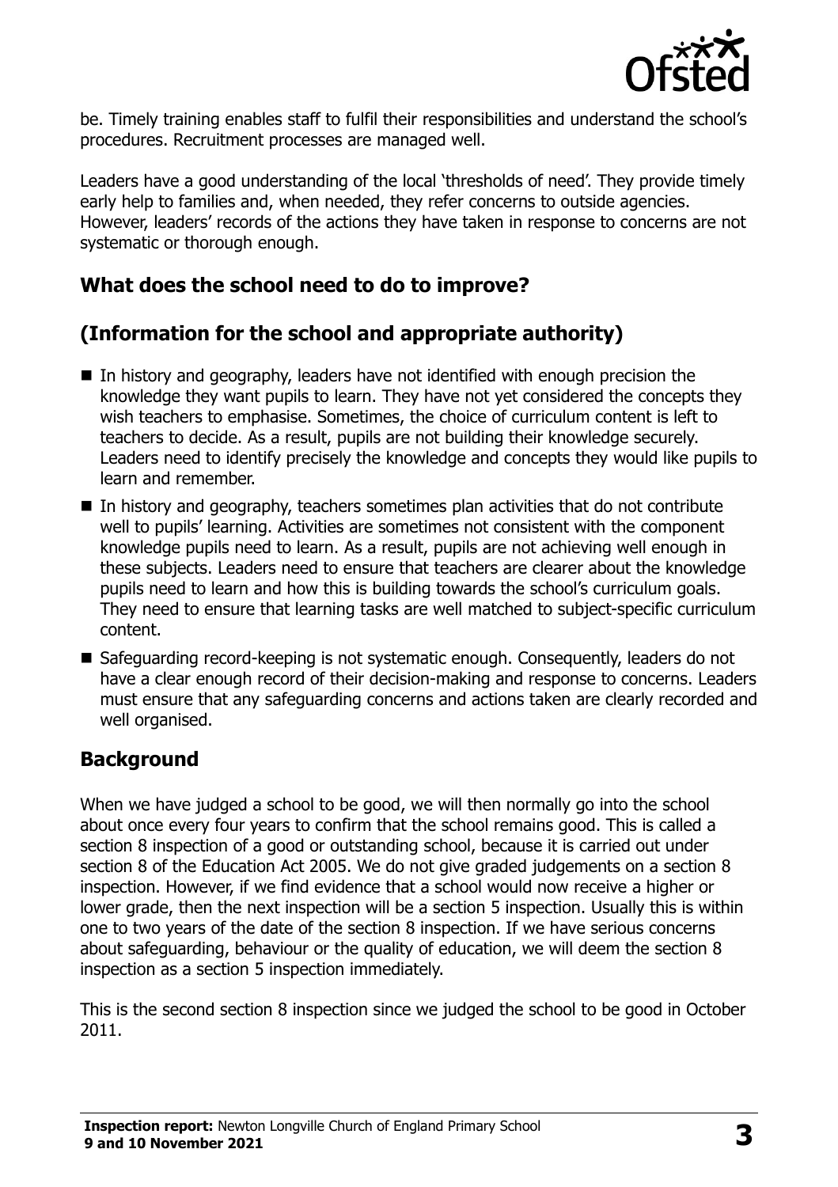be. Timely training enables staff to fulfil their responsibilities and understand the school's procedures. Recruitment processes are managed well.

Leaders have a good understanding of the local 'thresholds of need'. They provide timely early help to families and, when needed, they refer concerns to outside agencies. However, leaders' records of the actions they have taken in response to concerns are not systematic or thorough enough.

## What does the school need to do to improve?

## (Information for the school and appropriate authority)

- In history and geography, leaders have not identified with enough precision the knowledge they want pupils to learn. They have not yet considered the concepts they wish teachers to emphasise. Sometimes, the choice of curriculum content is left to teachers to decide. As a result, pupils are not building their knowledge securely. Leaders need to identify precisely the knowledge and concepts they would like pupils to learn and remember.
- In history and geography, teachers sometimes plan activities that do not contribute well to pupils' learning. Activities are sometimes not consistent with the component knowledge pupils need to learn. As a result, pupils are not achieving well enough in these subjects. Leaders need to ensure that teachers are clearer about the knowledge pupils need to learn and how this is building towards the school's curriculum goals. They need to ensure that learning tasks are well matched to subject-specific curriculum content.
- Safeguarding record-keeping is not systematic enough. Consequently, leaders do not have a clear enough record of their decision-making and response to concerns. Leaders must ensure that any safeguarding concerns and actions taken are clearly recorded and well organised.

## Background

When we have judged a school to be good, we will then normally go into the school about once every four years to confirm that the school remains good. This is called a section 8 inspection of a good or outstanding school, because it is carried out under section 8 of the Education Act 2005. We do not give graded judgements on a section 8 inspection. However, if we find evidence that a school would now receive a higher or lower grade, then the next inspection will be a section 5 inspection. Usually this is within one to two years of the date of the section 8 inspection. If we have serious concerns about safeguarding, behaviour or the quality of education, we will deem the section 8 inspection as a section 5 inspection immediately.

This is the second section 8 inspection since we judged the school to be good in October 2011.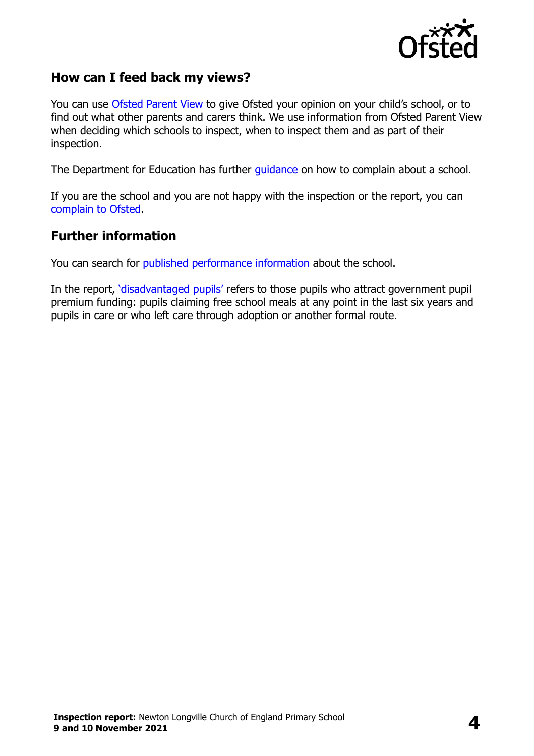## How can I feed back my views?

You can use Ofsted Parent View to give Ofsted your opinion on your child's school, or to find out what other parents and carers think. We use information from Ofsted Parent View when deciding which schools to inspect, when to inspect them and as part of their inspection.

The Department for Education has further guidance on how to complain about a school.

If you are the school and you are not happy with the inspection or the report, you can complain to Ofsted.

## Further information

You can search for published performance information about the school.

In the report, 'disadvantaged pupils' refers to those pupils who attract government pupil premium funding: pupils claiming free school meals at any point in the last six years and pupils in care or who left care through adoption or another formal route.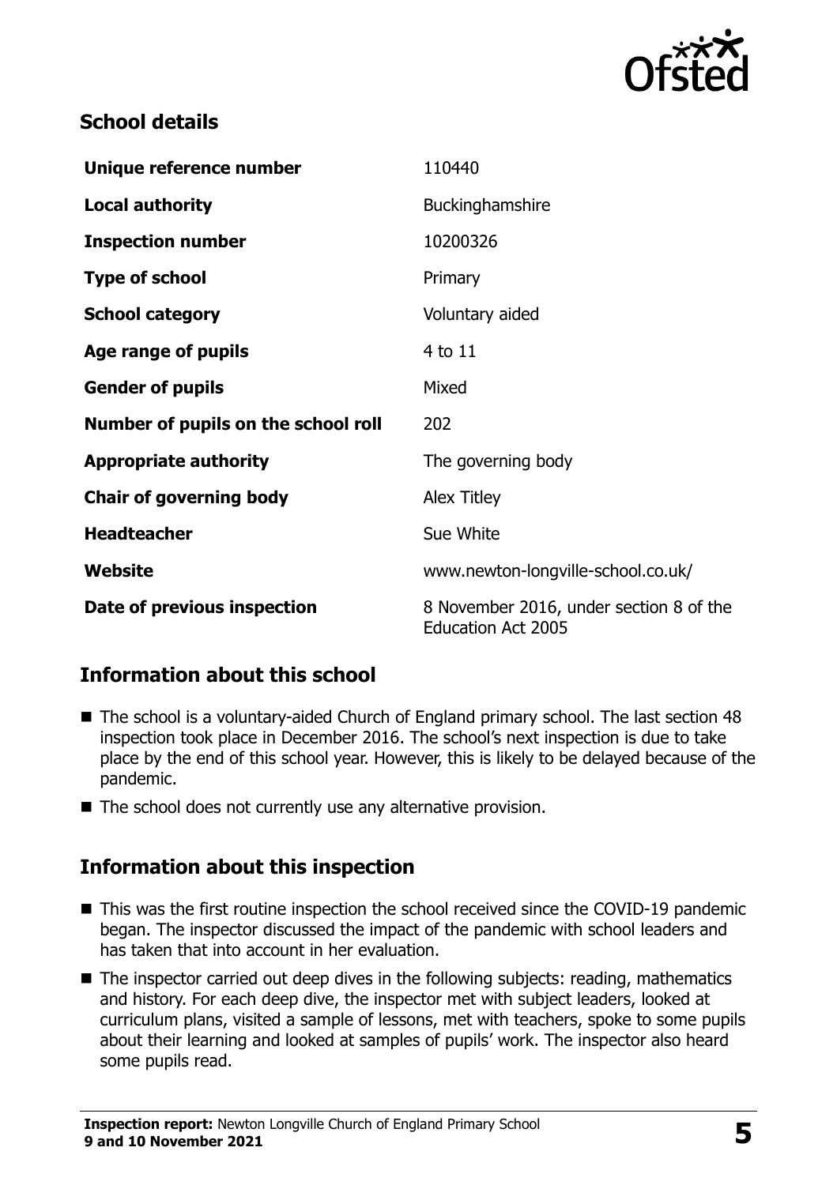## School details

| | |
|---|---|
| **Unique reference number** | 110440 |
| **Local authority** | Buckinghamshire |
| **Inspection number** | 10200326 |
| **Type of school** | Primary |
| **School category** | Voluntary aided |
| **Age range of pupils** | 4 to 11 |
| **Gender of pupils** | Mixed |
| **Number of pupils on the school roll** | 202 |
| **Appropriate authority** | The governing body |
| **Chair of governing body** | Alex Titley |
| **Headteacher** | Sue White |
| **Website** | www.newton-longville-school.co.uk/ |
| **Date of previous inspection** | 8 November 2016, under section 8 of the Education Act 2005 |

## Information about this school

- The school is a voluntary-aided Church of England primary school. The last section 48 inspection took place in December 2016. The school's next inspection is due to take place by the end of this school year. However, this is likely to be delayed because of the pandemic.
- The school does not currently use any alternative provision.

## Information about this inspection

- This was the first routine inspection the school received since the COVID-19 pandemic began. The inspector discussed the impact of the pandemic with school leaders and has taken that into account in her evaluation.
- The inspector carried out deep dives in the following subjects: reading, mathematics and history. For each deep dive, the inspector met with subject leaders, looked at curriculum plans, visited a sample of lessons, met with teachers, spoke to some pupils about their learning and looked at samples of pupils' work. The inspector also heard some pupils read.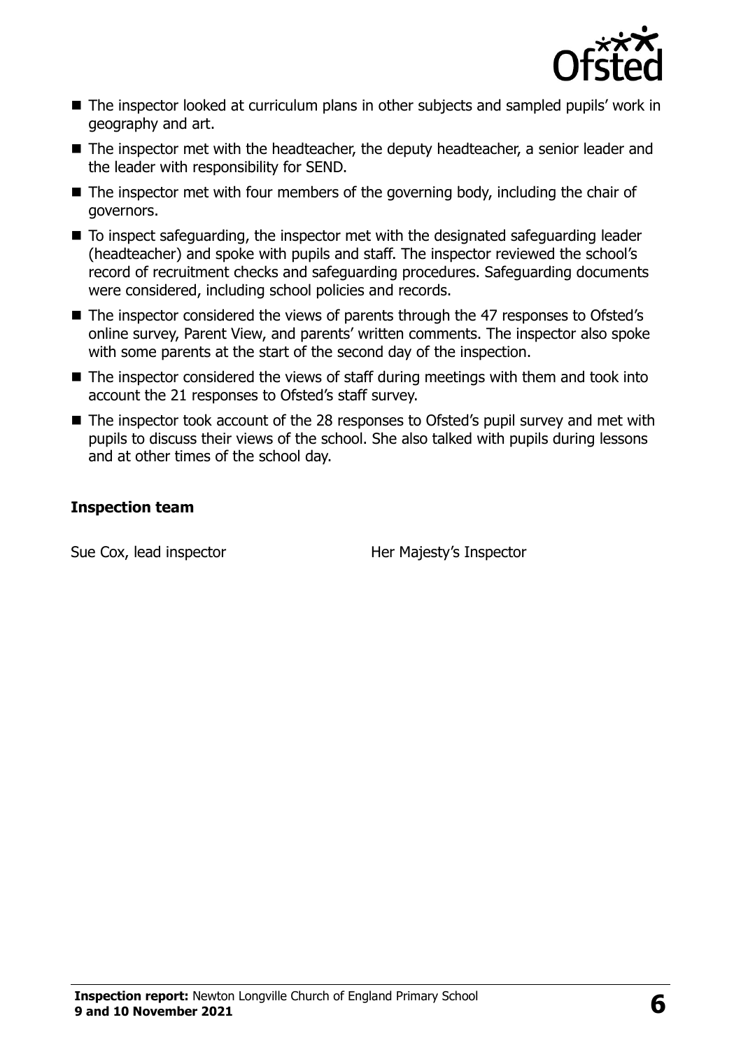- The inspector looked at curriculum plans in other subjects and sampled pupils' work in geography and art.
- The inspector met with the headteacher, the deputy headteacher, a senior leader and the leader with responsibility for SEND.
- The inspector met with four members of the governing body, including the chair of governors.
- To inspect safeguarding, the inspector met with the designated safeguarding leader (headteacher) and spoke with pupils and staff. The inspector reviewed the school's record of recruitment checks and safeguarding procedures. Safeguarding documents were considered, including school policies and records.
- The inspector considered the views of parents through the 47 responses to Ofsted's online survey, Parent View, and parents' written comments. The inspector also spoke with some parents at the start of the second day of the inspection.
- The inspector considered the views of staff during meetings with them and took into account the 21 responses to Ofsted's staff survey.
- The inspector took account of the 28 responses to Ofsted's pupil survey and met with pupils to discuss their views of the school. She also talked with pupils during lessons and at other times of the school day.

### Inspection team

| | |
|---|---|
| Sue Cox, lead inspector | Her Majesty's Inspector |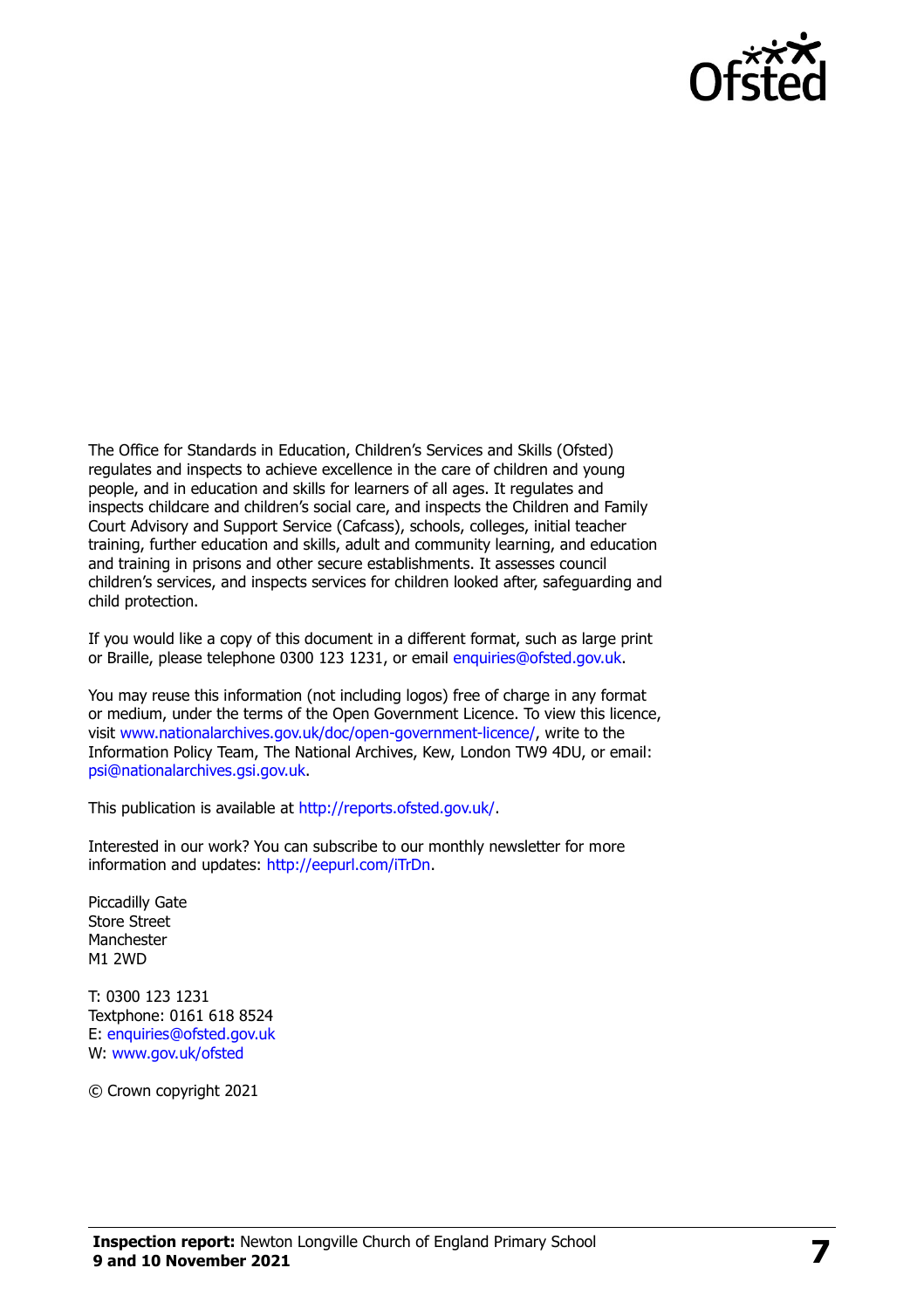The Office for Standards in Education, Children's Services and Skills (Ofsted) regulates and inspects to achieve excellence in the care of children and young people, and in education and skills for learners of all ages. It regulates and inspects childcare and children's social care, and inspects the Children and Family Court Advisory and Support Service (Cafcass), schools, colleges, initial teacher training, further education and skills, adult and community learning, and education and training in prisons and other secure establishments. It assesses council children's services, and inspects services for children looked after, safeguarding and child protection.

If you would like a copy of this document in a different format, such as large print or Braille, please telephone 0300 123 1231, or email enquiries@ofsted.gov.uk.

You may reuse this information (not including logos) free of charge in any format or medium, under the terms of the Open Government Licence. To view this licence, visit www.nationalarchives.gov.uk/doc/open-government-licence/, write to the Information Policy Team, The National Archives, Kew, London TW9 4DU, or email: psi@nationalarchives.gsi.gov.uk.

This publication is available at http://reports.ofsted.gov.uk/.

Interested in our work? You can subscribe to our monthly newsletter for more information and updates: http://eepurl.com/iTrDn.

Piccadilly Gate
Store Street
Manchester
M1 2WD

T: 0300 123 1231
Textphone: 0161 618 8524
E: enquiries@ofsted.gov.uk
W: www.gov.uk/ofsted

© Crown copyright 2021